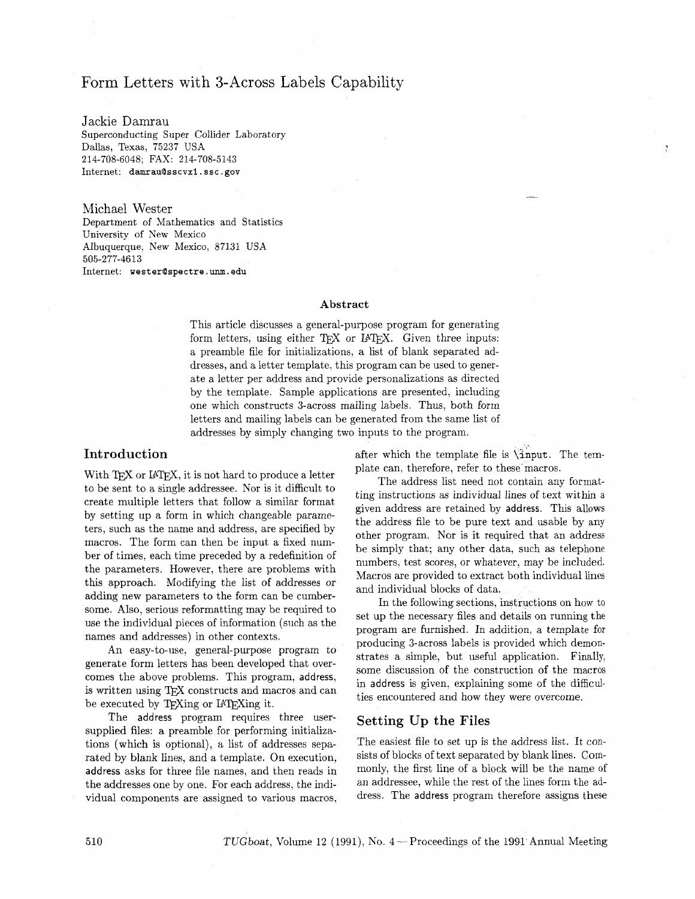# Form Letters with 3-Across Labels Capability

Jackie Damrau
Superconducting Super Collider Laboratory
Dallas, Texas, 75237 USA
214-708-6048; FAX: 214-708-5143
Internet: `damrau@sscvx1.ssc.gov`

Michael Wester
Department of Mathematics and Statistics
University of New Mexico
Albuquerque, New Mexico, 87131 USA
505-277-4613
Internet: `wester@spectre.unm.edu`

### Abstract

This article discusses a general-purpose program for generating form letters, using either TEX or LATEX. Given three inputs: a preamble file for initializations, a list of blank separated addresses, and a letter template, this program can be used to generate a letter per address and provide personalizations as directed by the template. Sample applications are presented, including one which constructs 3-across mailing labels. Thus, both form letters and mailing labels can be generated from the same list of addresses by simply changing two inputs to the program.

## Introduction

With TEX or LATEX, it is not hard to produce a letter to be sent to a single addressee. Nor is it difficult to create multiple letters that follow a similar format by setting up a form in which changeable parameters, such as the name and address, are specified by macros. The form can then be input a fixed number of times, each time preceded by a redefinition of the parameters. However, there are problems with this approach. Modifying the list of addresses or adding new parameters to the form can be cumbersome. Also, serious reformatting may be required to use the individual pieces of information (such as the names and addresses) in other contexts.

An easy-to-use, general-purpose program to generate form letters has been developed that overcomes the above problems. This program, address, is written using TEX constructs and macros and can be executed by TEXing or LATEXing it.

The address program requires three user-supplied files: a preamble for performing initializations (which is optional), a list of addresses separated by blank lines, and a template. On execution, address asks for three file names, and then reads in the addresses one by one. For each address, the individual components are assigned to various macros, after which the template file is `\input`. The template can, therefore, refer to these macros.

The address list need not contain any formatting instructions as individual lines of text within a given address are retained by address. This allows the address file to be pure text and usable by any other program. Nor is it required that an address be simply that; any other data, such as telephone numbers, test scores, or whatever, may be included. Macros are provided to extract both individual lines and individual blocks of data.

In the following sections, instructions on how to set up the necessary files and details on running the program are furnished. In addition, a template for producing 3-across labels is provided which demonstrates a simple, but useful application. Finally, some discussion of the construction of the macros in address is given, explaining some of the difficulties encountered and how they were overcome.

## Setting Up the Files

The easiest file to set up is the address list. It consists of blocks of text separated by blank lines. Commonly, the first line of a block will be the name of an addressee, while the rest of the lines form the address. The address program therefore assigns these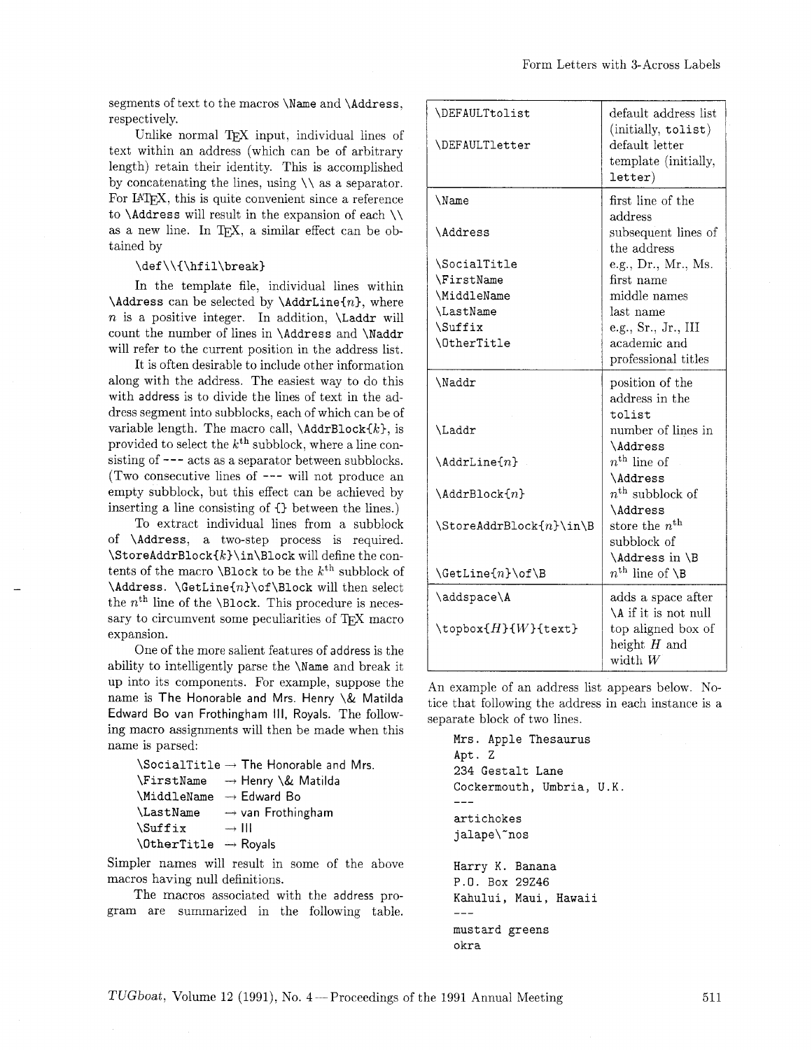segments of text to the macros `\Name` and `\Address`, respectively.

Unlike normal TeX input, individual lines of text within an address (which can be of arbitrary length) retain their identity. This is accomplished by concatenating the lines, using `\\` as a separator. For LaTeX, this is quite convenient since a reference to `\Address` will result in the expansion of each `\\` as a new line. In TeX, a similar effect can be obtained by

```
\def\\{\hfil\break}
```

In the template file, individual lines within `\Address` can be selected by `\AddrLine{n}`, where $n$ is a positive integer. In addition, `\Laddr` will count the number of lines in `\Address` and `\Naddr` will refer to the current position in the address list.

It is often desirable to include other information along with the address. The easiest way to do this with address is to divide the lines of text in the address segment into subblocks, each of which can be of variable length. The macro call, `\AddrBlock{k}`, is provided to select the $k^{\text{th}}$ subblock, where a line consisting of `---` acts as a separator between subblocks. (Two consecutive lines of `---` will not produce an empty subblock, but this effect can be achieved by inserting a line consisting of `{}` between the lines.)

To extract individual lines from a subblock of `\Address`, a two-step process is required. `\StoreAddrBlock{k}\in\Block` will define the contents of the macro `\Block` to be the $k^{\text{th}}$ subblock of `\Address`. `\GetLine{n}\of\Block` will then select the $n^{\text{th}}$ line of the `\Block`. This procedure is necessary to circumvent some peculiarities of TeX macro expansion.

One of the more salient features of address is the ability to intelligently parse the `\Name` and break it up into its components. For example, suppose the name is The Honorable and Mrs. Henry \& Matilda Edward Bo van Frothingham III, Royals. The following macro assignments will then be made when this name is parsed:

| | |
|---|---|
| `\SocialTitle` | → The Honorable and Mrs. |
| `\FirstName` | → Henry \& Matilda |
| `\MiddleName` | → Edward Bo |
| `\LastName` | → van Frothingham |
| `\Suffix` | → III |
| `\OtherTitle` | → Royals |

Simpler names will result in some of the above macros having null definitions.

The macros associated with the address program are summarized in the following table.

| Macro | Description |
|---|---|
| `\DEFAULTtolist` | default address list (initially, `tolist`) |
| `\DEFAULTletter` | default letter template (initially, `letter`) |
| `\Name` | first line of the address |
| `\Address` | subsequent lines of the address |
| `\SocialTitle` | e.g., Dr., Mr., Ms. |
| `\FirstName` | first name |
| `\MiddleName` | middle names |
| `\LastName` | last name |
| `\Suffix` | e.g., Sr., Jr., III |
| `\OtherTitle` | academic and professional titles |
| `\Naddr` | position of the address in the `tolist` |
| `\Laddr` | number of lines in `\Address` |
| `\AddrLine{n}` | $n^{\text{th}}$ line of `\Address` |
| `\AddrBlock{n}` | $n^{\text{th}}$ subblock of `\Address` |
| `\StoreAddrBlock{n}\in\B` | store the $n^{\text{th}}$ subblock of `\Address` in `\B` |
| `\GetLine{n}\of\B` | $n^{\text{th}}$ line of `\B` |
| `\addspace\A` | adds a space after `\A` if it is not null |
| `\topbox{H}{W}{text}` | top aligned box of height $H$ and width $W$ |

An example of an address list appears below. Notice that following the address in each instance is a separate block of two lines.

```
Mrs. Apple Thesaurus
Apt. Z
234 Gestalt Lane
Cockermouth, Umbria, U.K.
---
artichokes
jalape\~nos

Harry K. Banana
P.O. Box 29Z46
Kahului, Maui, Hawaii
---
mustard greens
okra
```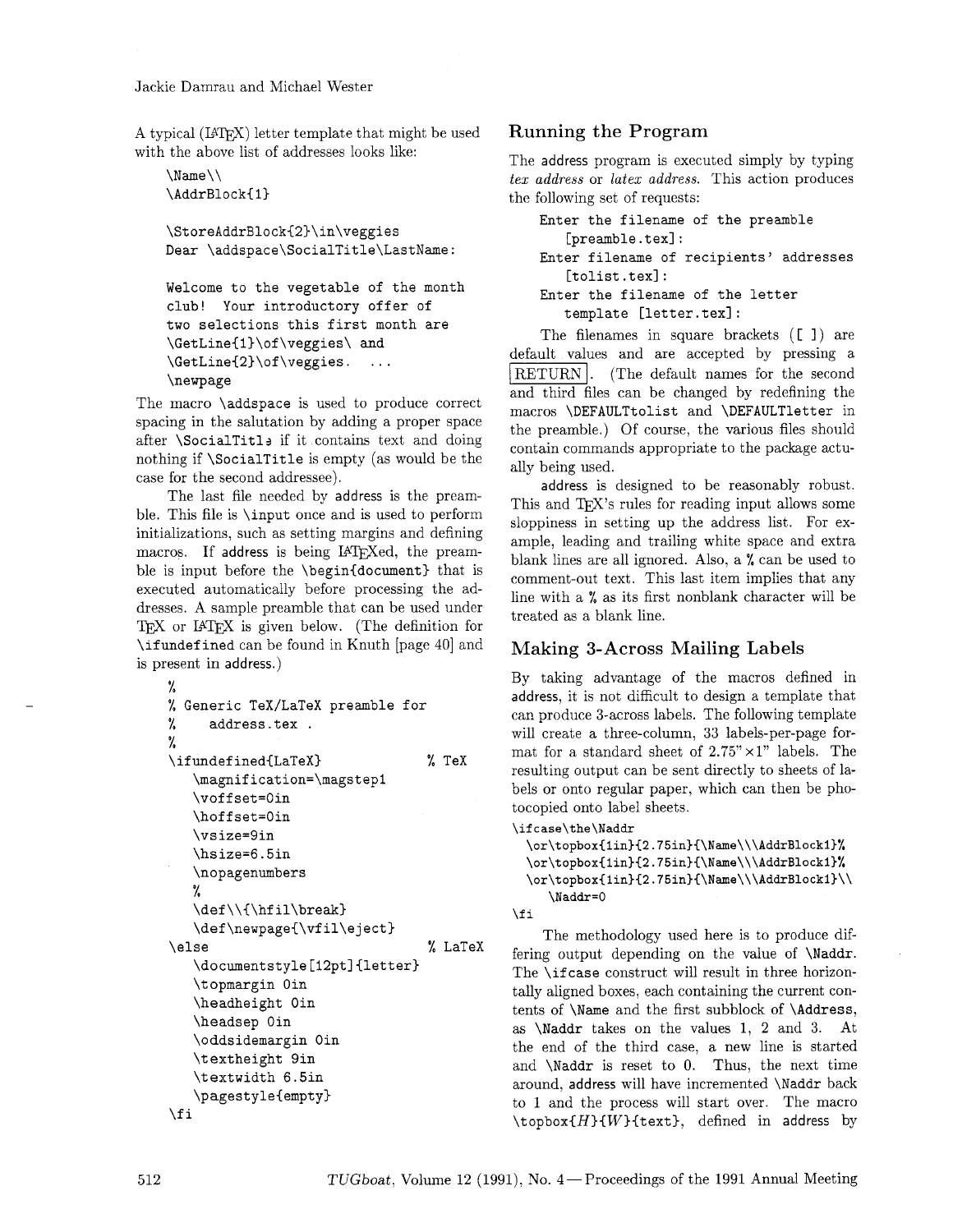A typical (LaTeX) letter template that might be used with the above list of addresses looks like:

```
\Name\\
\AddrBlock{1}

\StoreAddrBlock{2}\in\veggies
Dear \addspace\SocialTitle\LastName:

Welcome to the vegetable of the month
club!  Your introductory offer of
two selections this first month are
\GetLine{1}\of\veggies\ and
\GetLine{2}\of\veggies.  ...
\newpage
```

The macro `\addspace` is used to produce correct spacing in the salutation by adding a proper space after `\SocialTitle` if it contains text and doing nothing if `\SocialTitle` is empty (as would be the case for the second addressee).

The last file needed by address is the preamble. This file is `\input` once and is used to perform initializations, such as setting margins and defining macros. If address is being LaTeXed, the preamble is input before the `\begin{document}` that is executed automatically before processing the addresses. A sample preamble that can be used under TeX or LaTeX is given below. (The definition for `\ifundefined` can be found in Knuth [page 40] and is present in address.)

```
%
% Generic TeX/LaTeX preamble for
%    address.tex .
%
\ifundefined{LaTeX}                % TeX
   \magnification=\magstep1
   \voffset=0in
   \hoffset=0in
   \vsize=9in
   \hsize=6.5in
   \nopagenumbers
   %
   \def\\{\hfil\break}
   \def\newpage{\vfil\eject}
\else                              % LaTeX
   \documentstyle[12pt]{letter}
   \topmargin 0in
   \headheight 0in
   \headsep 0in
   \oddsidemargin 0in
   \textheight 9in
   \textwidth 6.5in
   \pagestyle{empty}
\fi
```

## Running the Program

The address program is executed simply by typing *tex address* or *latex address*. This action produces the following set of requests:

```
Enter the filename of the preamble
   [preamble.tex]:
Enter filename of recipients' addresses
   [tolist.tex]:
Enter the filename of the letter
   template [letter.tex]:
```

The filenames in square brackets ([ ]) are default values and are accepted by pressing a RETURN. (The default names for the second and third files can be changed by redefining the macros `\DEFAULTtolist` and `\DEFAULTletter` in the preamble.) Of course, the various files should contain commands appropriate to the package actually being used.

address is designed to be reasonably robust. This and TeX's rules for reading input allows some sloppiness in setting up the address list. For example, leading and trailing white space and extra blank lines are all ignored. Also, a % can be used to comment-out text. This last item implies that any line with a % as its first nonblank character will be treated as a blank line.

## Making 3-Across Mailing Labels

By taking advantage of the macros defined in address, it is not difficult to design a template that can produce 3-across labels. The following template will create a three-column, 33 labels-per-page format for a standard sheet of 2.75"×1" labels. The resulting output can be sent directly to sheets of labels or onto regular paper, which can then be photocopied onto label sheets.

```
\ifcase\the\Naddr
  \or\topbox{1in}{2.75in}{\Name\\\AddrBlock1}%
  \or\topbox{1in}{2.75in}{\Name\\\AddrBlock1}%
  \or\topbox{1in}{2.75in}{\Name\\\AddrBlock1}\\
     \Naddr=0
\fi
```

The methodology used here is to produce differing output depending on the value of `\Naddr`. The `\ifcase` construct will result in three horizontally aligned boxes, each containing the current contents of `\Name` and the first subblock of `\Address`, as `\Naddr` takes on the values 1, 2 and 3. At the end of the third case, a new line is started and `\Naddr` is reset to 0. Thus, the next time around, address will have incremented `\Naddr` back to 1 and the process will start over. The macro `\topbox{`*H*`}{`*W*`}{text}`, defined in address by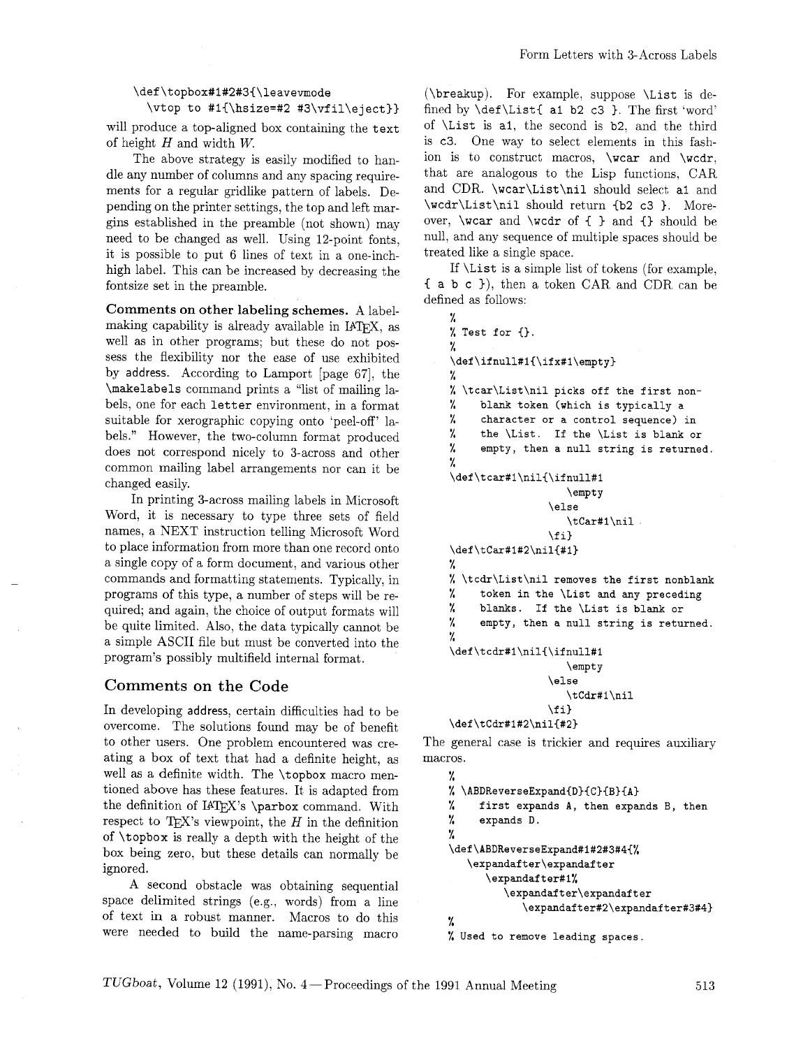```
\def\topbox#1#2#3{\leavevmode
  \vtop to #1{\hsize=#2 #3\vfil\eject}}
```

will produce a top-aligned box containing the `text` of height $H$ and width $W$.

The above strategy is easily modified to handle any number of columns and any spacing requirements for a regular gridlike pattern of labels. Depending on the printer settings, the top and left margins established in the preamble (not shown) may need to be changed as well. Using 12-point fonts, it is possible to put 6 lines of text in a one-inch-high label. This can be increased by decreasing the fontsize set in the preamble.

**Comments on other labeling schemes.** A label-making capability is already available in LaTeX, as well as in other programs; but these do not possess the flexibility nor the ease of use exhibited by address. According to Lamport [page 67], the `\makelabels` command prints a "list of mailing labels, one for each `letter` environment, in a format suitable for xerographic copying onto 'peel-off' labels." However, the two-column format produced does not correspond nicely to 3-across and other common mailing label arrangements nor can it be changed easily.

In printing 3-across mailing labels in Microsoft Word, it is necessary to type three sets of field names, a NEXT instruction telling Microsoft Word to place information from more than one record onto a single copy of a form document, and various other commands and formatting statements. Typically, in programs of this type, a number of steps will be required; and again, the choice of output formats will be quite limited. Also, the data typically cannot be a simple ASCII file but must be converted into the program's possibly multifield internal format.

## Comments on the Code

In developing address, certain difficulties had to be overcome. The solutions found may be of benefit to other users. One problem encountered was creating a box of text that had a definite height, as well as a definite width. The `\topbox` macro mentioned above has these features. It is adapted from the definition of LaTeX's `\parbox` command. With respect to TeX's viewpoint, the $H$ in the definition of `\topbox` is really a depth with the height of the box being zero, but these details can normally be ignored.

A second obstacle was obtaining sequential space delimited strings (e.g., words) from a line of text in a robust manner. Macros to do this were needed to build the name-parsing macro (`\breakup`). For example, suppose `\List` is defined by `\def\List{ a1 b2 c3 }`. The first 'word' of `\List` is `a1`, the second is `b2`, and the third is `c3`. One way to select elements in this fashion is to construct macros, `\wcar` and `\wcdr`, that are analogous to the Lisp functions, CAR and CDR. `\wcar\List\nil` should select `a1` and `\wcdr\List\nil` should return `{b2 c3 }`. Moreover, `\wcar` and `\wcdr` of `{ }` and `{}` should be null, and any sequence of multiple spaces should be treated like a single space.

If `\List` is a simple list of tokens (for example, `{ a b c }`), then a token CAR and CDR can be defined as follows:

```
%
% Test for {}.
%
\def\ifnull#1{\ifx#1\empty}
%
% \tcar\List\nil picks off the first non-
%    blank token (which is typically a
%    character or a control sequence) in
%    the \List.  If the \List is blank or
%    empty, then a null string is returned.
%
\def\tcar#1\nil{\ifnull#1
                    \empty
                \else
                    \tCar#1\nil
                \fi}
\def\tCar#1#2\nil{#1}
%
% \tcdr\List\nil removes the first nonblank
%    token in the \List and any preceding
%    blanks.  If the \List is blank or
%    empty, then a null string is returned.
%
\def\tcdr#1\nil{\ifnull#1
                    \empty
                \else
                    \tCdr#1\nil
                \fi}
\def\tCdr#1#2\nil{#2}
```

The general case is trickier and requires auxiliary macros.

```
%
% \ABDReverseExpand{D}{C}{B}{A}
%    first expands A, then expands B, then
%    expands D.
%
\def\ABDReverseExpand#1#2#3#4{%
   \expandafter\expandafter
      \expandafter#1%
         \expandafter\expandafter
            \expandafter#2\expandafter#3#4}
%
% Used to remove leading spaces.
```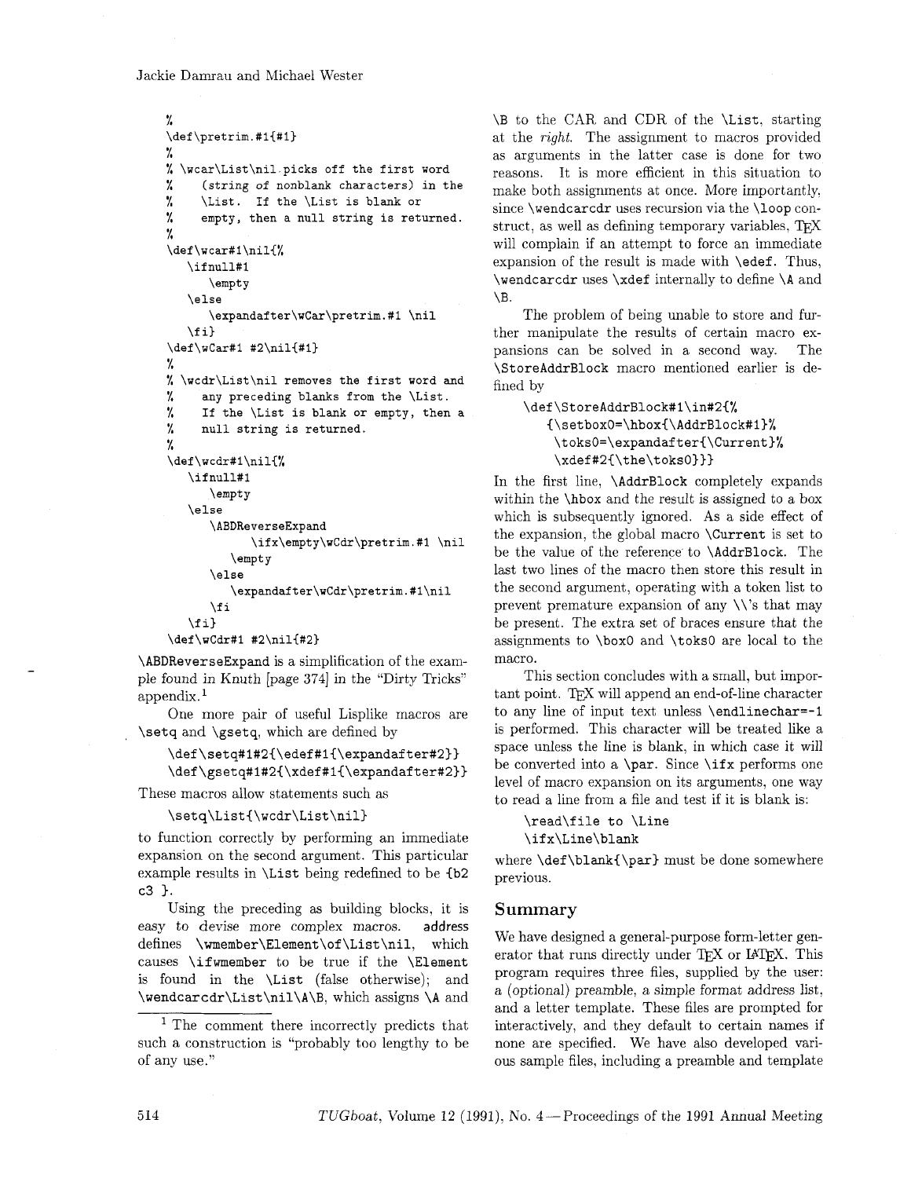```
%
\def\pretrim.#1{#1}
%
% \wcar\List\nil picks off the first word
%    (string of nonblank characters) in the
%    \List.  If the \List is blank or
%    empty, then a null string is returned.
%
\def\wcar#1\nil{%
   \ifnull#1
      \empty
   \else
      \expandafter\wCar\pretrim.#1 \nil
   \fi}
\def\wCar#1 #2\nil{#1}
%
% \wcdr\List\nil removes the first word and
%    any preceding blanks from the \List.
%    If the \List is blank or empty, then a
%    null string is returned.
%
\def\wcdr#1\nil{%
   \ifnull#1
      \empty
   \else
      \ABDReverseExpand
            \ifx\empty\wCdr\pretrim.#1 \nil
         \empty
      \else
         \expandafter\wCdr\pretrim.#1\nil
      \fi
   \fi}
\def\wCdr#1 #2\nil{#2}
```

`\ABDReverseExpand` is a simplification of the example found in Knuth [page 374] in the "Dirty Tricks" appendix.[1]

One more pair of useful Lisplike macros are `\setq` and `\gsetq`, which are defined by

```
\def\setq#1#2{\edef#1{\expandafter#2}}
\def\gsetq#1#2{\xdef#1{\expandafter#2}}
```

These macros allow statements such as

```
\setq\List{\wcdr\List\nil}
```

to function correctly by performing an immediate expansion on the second argument. This particular example results in `\List` being redefined to be `{b2 c3 }`.

Using the preceding as building blocks, it is easy to devise more complex macros. address defines `\wmember\Element\of\List\nil`, which causes `\ifwmember` to be true if the `\Element` is found in the `\List` (false otherwise); and `\wendcarcdr\List\nil\A\B`, which assigns `\A` and `\B` to the CAR and CDR of the `\List`, starting at the *right*. The assignment to macros provided as arguments in the latter case is done for two reasons. It is more efficient in this situation to make both assignments at once. More importantly, since `\wendcarcdr` uses recursion via the `\loop` construct, as well as defining temporary variables, TeX will complain if an attempt to force an immediate expansion of the result is made with `\edef`. Thus, `\wendcarcdr` uses `\xdef` internally to define `\A` and `\B`.

The problem of being unable to store and further manipulate the results of certain macro expansions can be solved in a second way. The `\StoreAddrBlock` macro mentioned earlier is defined by

```
\def\StoreAddrBlock#1\in#2{%
   {\setbox0=\hbox{\AddrBlock#1}%
    \toks0=\expandafter{\Current}%
    \xdef#2{\the\toks0}}}
```

In the first line, `\AddrBlock` completely expands within the `\hbox` and the result is assigned to a box which is subsequently ignored. As a side effect of the expansion, the global macro `\Current` is set to be the value of the reference to `\AddrBlock`. The last two lines of the macro then store this result in the second argument, operating with a token list to prevent premature expansion of any `\\`'s that may be present. The extra set of braces ensure that the assignments to `\box0` and `\toks0` are local to the macro.

This section concludes with a small, but important point. TeX will append an end-of-line character to any line of input text unless `\endlinechar=-1` is performed. This character will be treated like a space unless the line is blank, in which case it will be converted into a `\par`. Since `\ifx` performs one level of macro expansion on its arguments, one way to read a line from a file and test if it is blank is:

```
\read\file to \Line
\ifx\Line\blank
```

where `\def\blank{\par}` must be done somewhere previous.

## Summary

We have designed a general-purpose form-letter generator that runs directly under TeX or LaTeX. This program requires three files, supplied by the user: a (optional) preamble, a simple format address list, and a letter template. These files are prompted for interactively, and they default to certain names if none are specified. We have also developed various sample files, including a preamble and template

[1] The comment there incorrectly predicts that such a construction is "probably too lengthy to be of any use."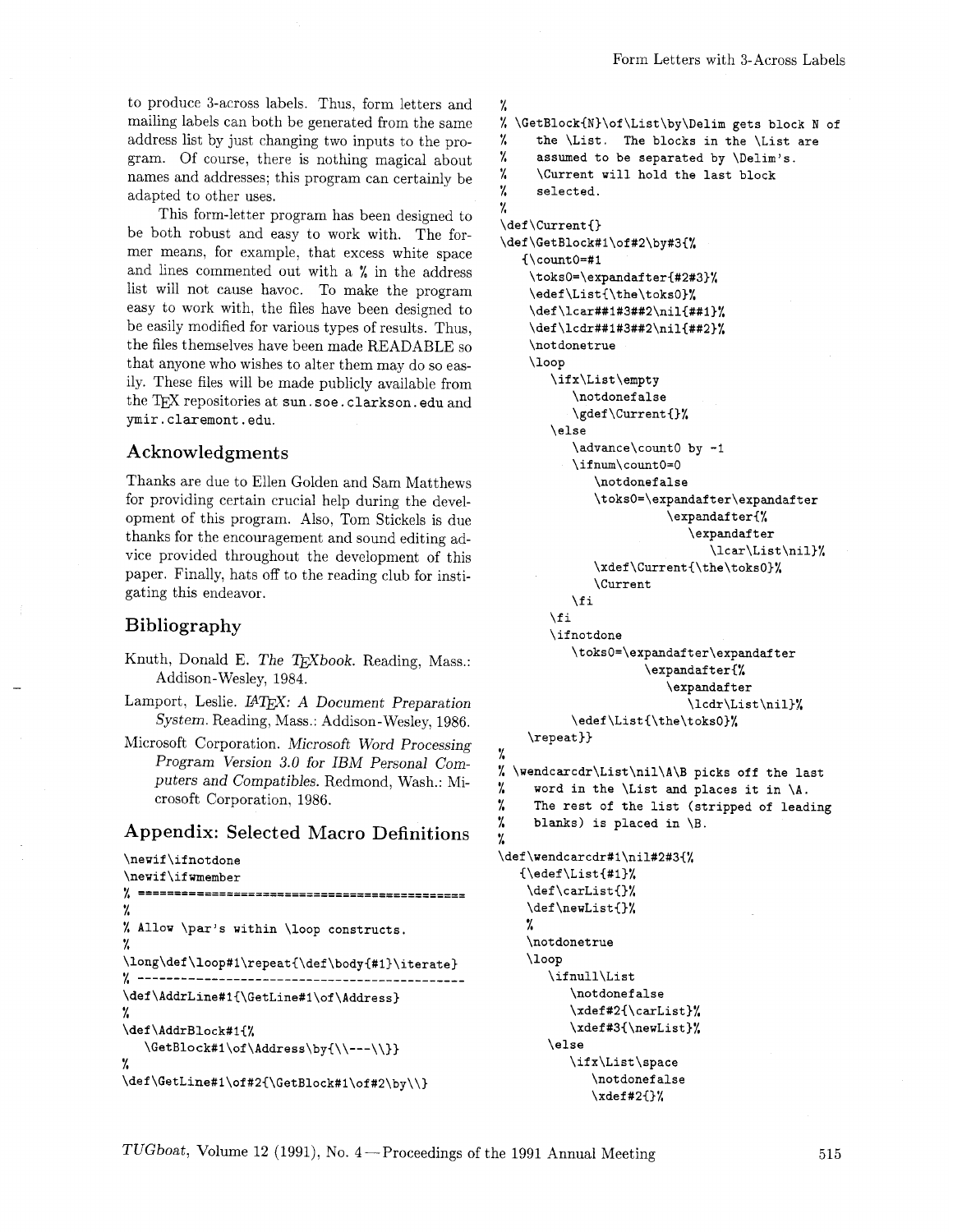to produce 3-across labels. Thus, form letters and mailing labels can both be generated from the same address list by just changing two inputs to the program. Of course, there is nothing magical about names and addresses; this program can certainly be adapted to other uses.

This form-letter program has been designed to be both robust and easy to work with. The former means, for example, that excess white space and lines commented out with a % in the address list will not cause havoc. To make the program easy to work with, the files have been designed to be easily modified for various types of results. Thus, the files themselves have been made READABLE so that anyone who wishes to alter them may do so easily. These files will be made publicly available from the TeX repositories at `sun.soe.clarkson.edu` and `ymir.claremont.edu`.

## Acknowledgments

Thanks are due to Ellen Golden and Sam Matthews for providing certain crucial help during the development of this program. Also, Tom Stickels is due thanks for the encouragement and sound editing advice provided throughout the development of this paper. Finally, hats off to the reading club for instigating this endeavor.

## Bibliography

Knuth, Donald E. *The TeXbook.* Reading, Mass.: Addison-Wesley, 1984.

Lamport, Leslie. *LaTeX: A Document Preparation System.* Reading, Mass.: Addison-Wesley, 1986.

Microsoft Corporation. *Microsoft Word Processing Program Version 3.0 for IBM Personal Computers and Compatibles.* Redmond, Wash.: Microsoft Corporation, 1986.

## Appendix: Selected Macro Definitions

```
\newif\ifnotdone
\newif\ifwmember
% ==============================================
%
% Allow \par's within \loop constructs.
%
\long\def\loop#1\repeat{\def\body{#1}\iterate}
% ----------------------------------------------
\def\AddrLine#1{\GetLine#1\of\Address}
%
\def\AddrBlock#1{%
   \GetBlock#1\of\Address\by{\\---\\}}
%
\def\GetLine#1\of#2{\GetBlock#1\of#2\by\\}
%
% \GetBlock{N}\of\List\by\Delim gets block N of
%    the \List.  The blocks in the \List are
%    assumed to be separated by \Delim's.
%    \Current will hold the last block
%    selected.
%
\def\Current{}
\def\GetBlock#1\of#2\by#3{%
   {\count0=#1
    \toks0=\expandafter{#2#3}%
    \edef\List{\the\toks0}%
    \def\lcar##1#3##2\nil{##1}%
    \def\lcdr##1#3##2\nil{##2}%
    \notdonetrue
    \loop
       \ifx\List\empty
          \notdonefalse
          \gdef\Current{}%
       \else
          \advance\count0 by -1
          \ifnum\count0=0
             \notdonefalse
             \toks0=\expandafter\expandafter
                      \expandafter{%
                         \expandafter
                            \lcar\List\nil}%
             \xdef\Current{\the\toks0}%
             \Current
          \fi
       \fi
       \ifnotdone
          \toks0=\expandafter\expandafter
                   \expandafter{%
                      \expandafter
                         \lcdr\List\nil}%
          \edef\List{\the\toks0}%
    \repeat}}
%
% \wendcarcdr\List\nil\A\B picks off the last
%    word in the \List and places it in \A.
%    The rest of the list (stripped of leading
%    blanks) is placed in \B.
%
\def\wendcarcdr#1\nil#2#3{%
   {\edef\List{#1}%
    \def\carList{}%
    \def\newList{}%
    %
    \notdonetrue
    \loop
       \ifnull\List
          \notdonefalse
          \xdef#2{\carList}%
          \xdef#3{\newList}%
       \else
          \ifx\List\space
             \notdonefalse
             \xdef#2{}%
```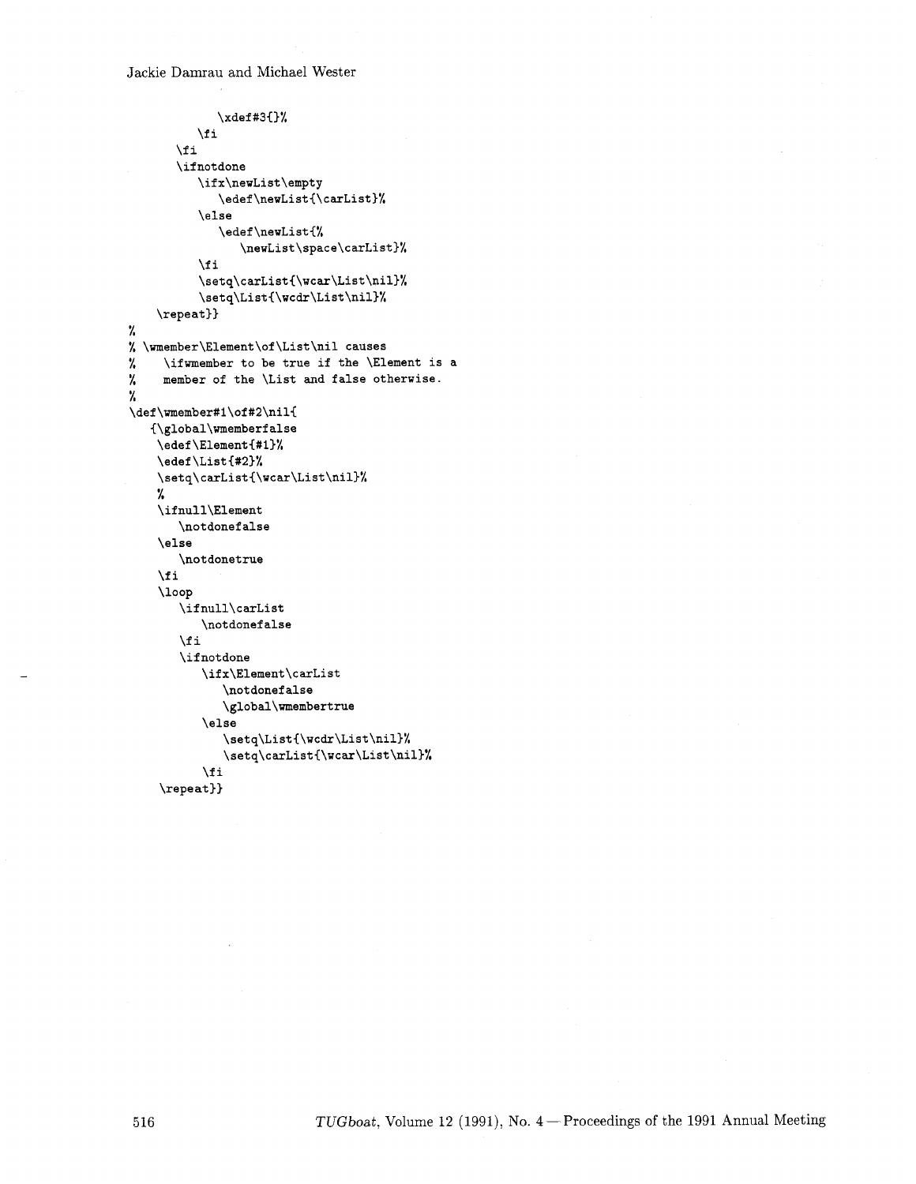```
            \xdef#3{}%
         \fi
      \fi
      \ifnotdone
         \ifx\newList\empty
            \edef\newList{\carList}%
         \else
            \edef\newList{%
               \newList\space\carList}%
         \fi
         \setq\carList{\wcar\List\nil}%
         \setq\List{\wcdr\List\nil}%
   \repeat}}
%
% \wmember\Element\of\List\nil causes
%    \ifwmember to be true if the \Element is a
%    member of the \List and false otherwise.
%
\def\wmember#1\of#2\nil{
   {\global\wmemberfalse
    \edef\Element{#1}%
    \edef\List{#2}%
    \setq\carList{\wcar\List\nil}%
    %
    \ifnull\Element
       \notdonefalse
    \else
       \notdonetrue
    \fi
    \loop
       \ifnull\carList
          \notdonefalse
       \fi
       \ifnotdone
          \ifx\Element\carList
             \notdonefalse
             \global\wmembertrue
          \else
             \setq\List{\wcdr\List\nil}%
             \setq\carList{\wcar\List\nil}%
          \fi
    \repeat}}
```